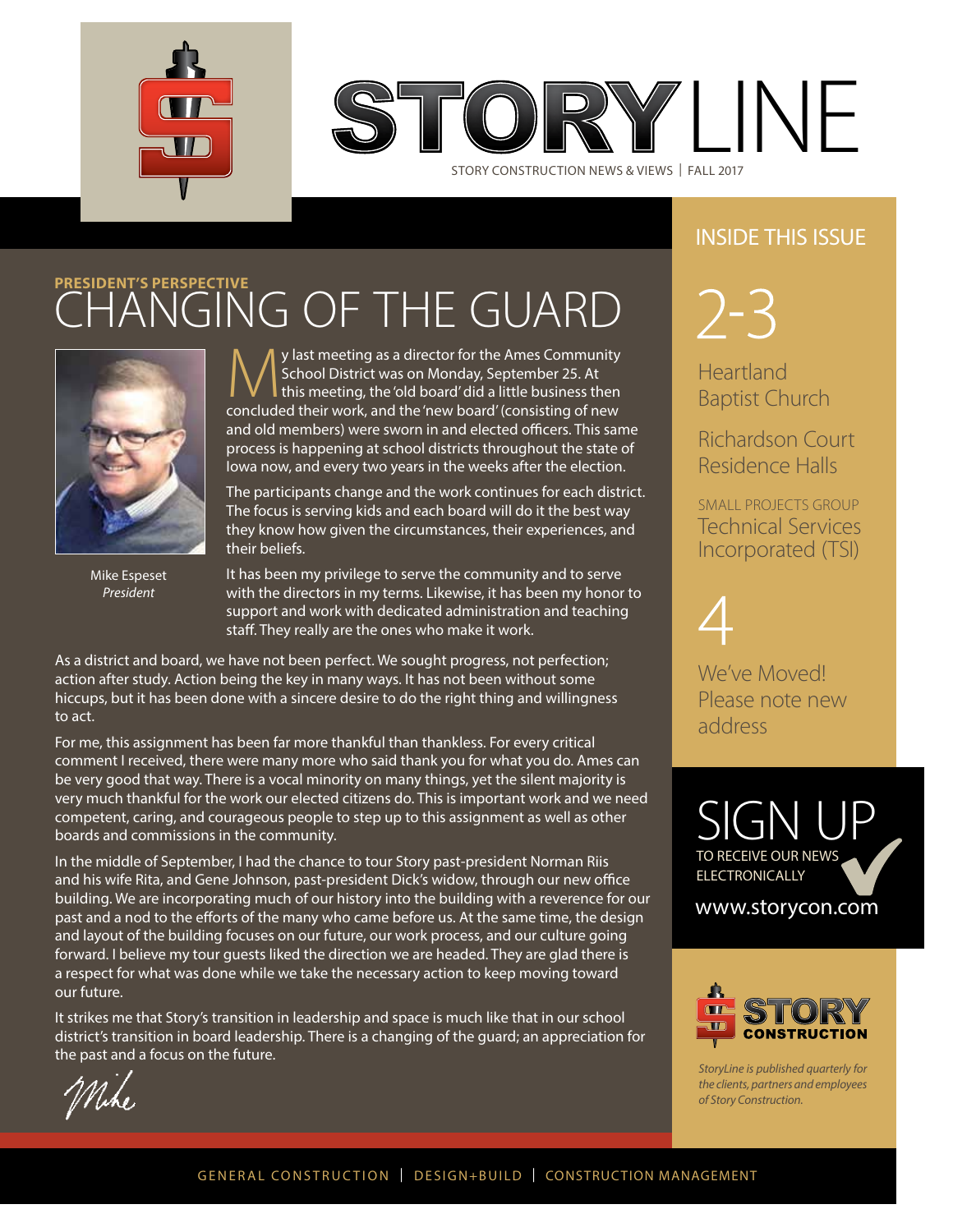# STORYLINE

STORY CONSTRUCTION NEWS & VIEWS | FALL 2017

**PRESIDENT'S PERSPECTIVE**

## CHANGING OF THE GUARD

Mike Espeset
*President*

My last meeting as a director for the Ames Community School District was on Monday, September 25. At this meeting, the 'old board' did a little business then concluded their work, and the 'new board' (consisting of new and old members) were sworn in and elected officers. This same process is happening at school districts throughout the state of Iowa now, and every two years in the weeks after the election.

The participants change and the work continues for each district. The focus is serving kids and each board will do it the best way they know how given the circumstances, their experiences, and their beliefs.

It has been my privilege to serve the community and to serve with the directors in my terms. Likewise, it has been my honor to support and work with dedicated administration and teaching staff. They really are the ones who make it work.

As a district and board, we have not been perfect. We sought progress, not perfection; action after study. Action being the key in many ways. It has not been without some hiccups, but it has been done with a sincere desire to do the right thing and willingness to act.

For me, this assignment has been far more thankful than thankless. For every critical comment I received, there were many more who said thank you for what you do. Ames can be very good that way. There is a vocal minority on many things, yet the silent majority is very much thankful for the work our elected citizens do. This is important work and we need competent, caring, and courageous people to step up to this assignment as well as other boards and commissions in the community.

In the middle of September, I had the chance to tour Story past-president Norman Riis and his wife Rita, and Gene Johnson, past-president Dick's widow, through our new office building. We are incorporating much of our history into the building with a reverence for our past and a nod to the efforts of the many who came before us. At the same time, the design and layout of the building focuses on our future, our work process, and our culture going forward. I believe my tour guests liked the direction we are headed. They are glad there is a respect for what was done while we take the necessary action to keep moving toward our future.

It strikes me that Story's transition in leadership and space is much like that in our school district's transition in board leadership. There is a changing of the guard; an appreciation for the past and a focus on the future.

*Mike*

### INSIDE THIS ISSUE

**2-3**

Heartland Baptist Church

Richardson Court Residence Halls

SMALL PROJECTS GROUP
Technical Services Incorporated (TSI)

**4**

We've Moved! Please note new address

### SIGN UP

TO RECEIVE OUR NEWS ELECTRONICALLY

www.storycon.com

STORY CONSTRUCTION

*StoryLine is published quarterly for the clients, partners and employees of Story Construction.*

GENERAL CONSTRUCTION | DESIGN+BUILD | CONSTRUCTION MANAGEMENT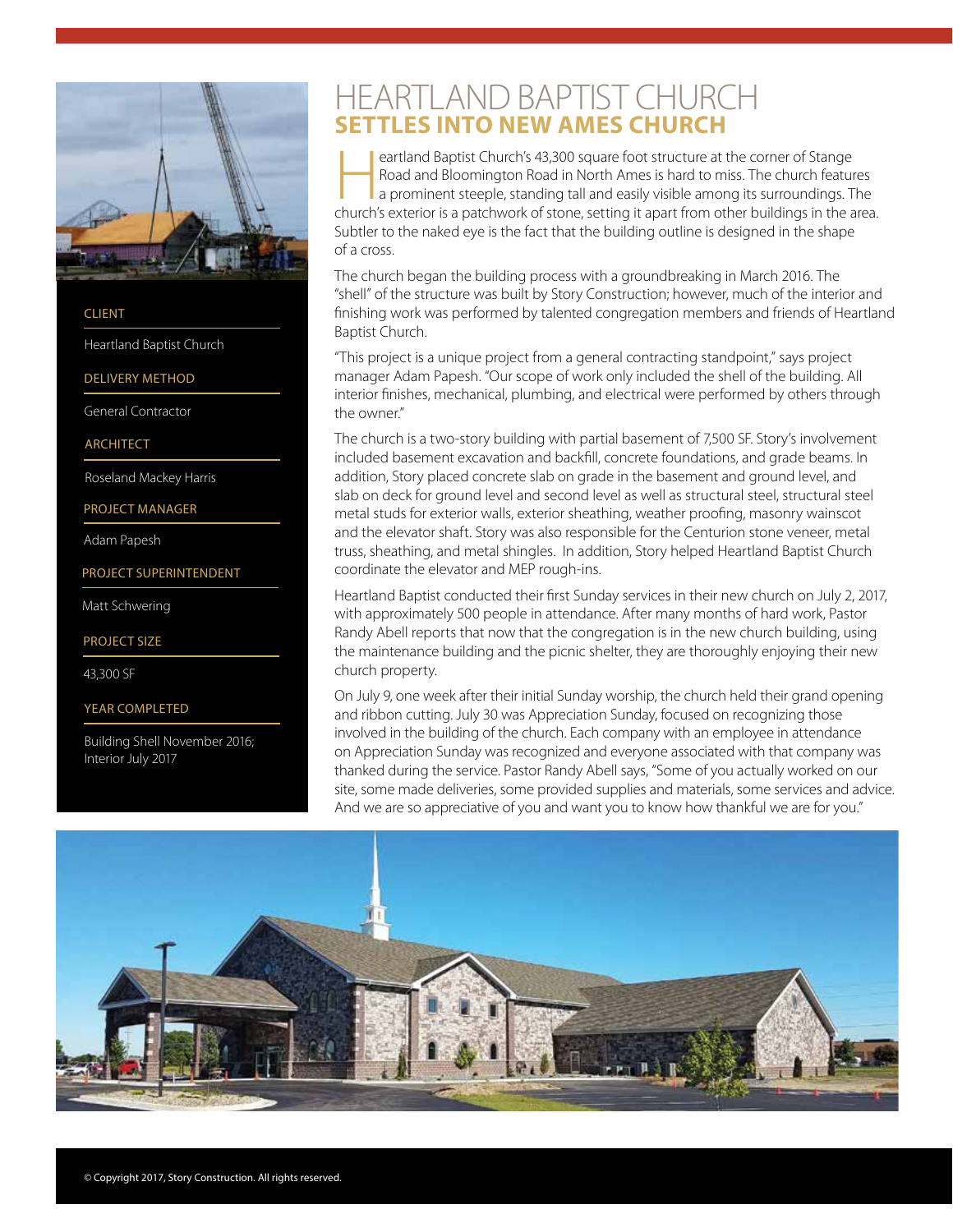# HEARTLAND BAPTIST CHURCH
## SETTLES INTO NEW AMES CHURCH

**CLIENT**

Heartland Baptist Church

**DELIVERY METHOD**

General Contractor

**ARCHITECT**

Roseland Mackey Harris

**PROJECT MANAGER**

Adam Papesh

**PROJECT SUPERINTENDENT**

Matt Schwering

**PROJECT SIZE**

43,300 SF

**YEAR COMPLETED**

Building Shell November 2016; Interior July 2017

Heartland Baptist Church's 43,300 square foot structure at the corner of Stange Road and Bloomington Road in North Ames is hard to miss. The church features a prominent steeple, standing tall and easily visible among its surroundings. The church's exterior is a patchwork of stone, setting it apart from other buildings in the area. Subtler to the naked eye is the fact that the building outline is designed in the shape of a cross.

The church began the building process with a groundbreaking in March 2016. The "shell" of the structure was built by Story Construction; however, much of the interior and finishing work was performed by talented congregation members and friends of Heartland Baptist Church.

"This project is a unique project from a general contracting standpoint," says project manager Adam Papesh. "Our scope of work only included the shell of the building. All interior finishes, mechanical, plumbing, and electrical were performed by others through the owner."

The church is a two-story building with partial basement of 7,500 SF. Story's involvement included basement excavation and backfill, concrete foundations, and grade beams. In addition, Story placed concrete slab on grade in the basement and ground level, and slab on deck for ground level and second level as well as structural steel, structural steel metal studs for exterior walls, exterior sheathing, weather proofing, masonry wainscot and the elevator shaft. Story was also responsible for the Centurion stone veneer, metal truss, sheathing, and metal shingles. In addition, Story helped Heartland Baptist Church coordinate the elevator and MEP rough-ins.

Heartland Baptist conducted their first Sunday services in their new church on July 2, 2017, with approximately 500 people in attendance. After many months of hard work, Pastor Randy Abell reports that now that the congregation is in the new church building, using the maintenance building and the picnic shelter, they are thoroughly enjoying their new church property.

On July 9, one week after their initial Sunday worship, the church held their grand opening and ribbon cutting. July 30 was Appreciation Sunday, focused on recognizing those involved in the building of the church. Each company with an employee in attendance on Appreciation Sunday was recognized and everyone associated with that company was thanked during the service. Pastor Randy Abell says, "Some of you actually worked on our site, some made deliveries, some provided supplies and materials, some services and advice. And we are so appreciative of you and want you to know how thankful we are for you."

© Copyright 2017, Story Construction. All rights reserved.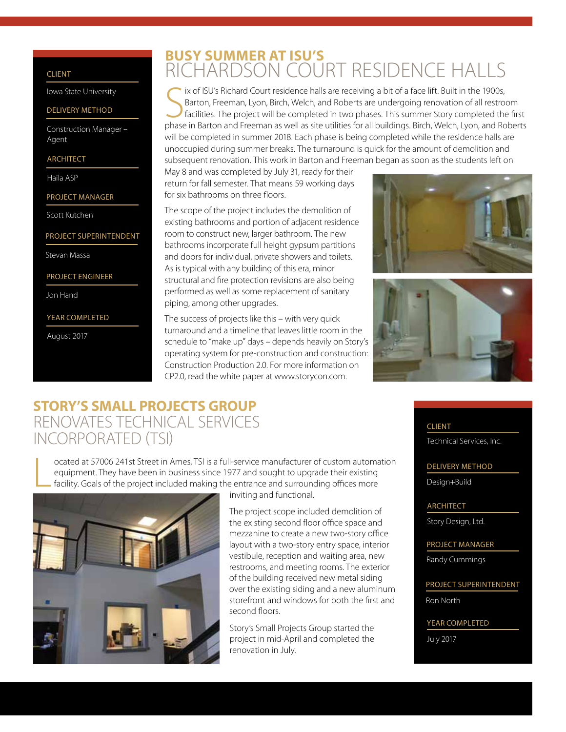## BUSY SUMMER AT ISU'S RICHARDSON COURT RESIDENCE HALLS

**CLIENT**

Iowa State University

**DELIVERY METHOD**

Construction Manager – Agent

**ARCHITECT**

Haila ASP

**PROJECT MANAGER**

Scott Kutchen

**PROJECT SUPERINTENDENT**

Stevan Massa

**PROJECT ENGINEER**

Jon Hand

**YEAR COMPLETED**

August 2017

Six of ISU's Richard Court residence halls are receiving a bit of a face lift. Built in the 1900s, Barton, Freeman, Lyon, Birch, Welch, and Roberts are undergoing renovation of all restroom facilities. The project will be completed in two phases. This summer Story completed the first phase in Barton and Freeman as well as site utilities for all buildings. Birch, Welch, Lyon, and Roberts will be completed in summer 2018. Each phase is being completed while the residence halls are unoccupied during summer breaks. The turnaround is quick for the amount of demolition and subsequent renovation. This work in Barton and Freeman began as soon as the students left on May 8 and was completed by July 31, ready for their return for fall semester. That means 59 working days for six bathrooms on three floors.

The scope of the project includes the demolition of existing bathrooms and portion of adjacent residence room to construct new, larger bathroom. The new bathrooms incorporate full height gypsum partitions and doors for individual, private showers and toilets. As is typical with any building of this era, minor structural and fire protection revisions are also being performed as well as some replacement of sanitary piping, among other upgrades.

The success of projects like this – with very quick turnaround and a timeline that leaves little room in the schedule to "make up" days – depends heavily on Story's operating system for pre-construction and construction: Construction Production 2.0. For more information on CP2.0, read the white paper at www.storycon.com.

## STORY'S SMALL PROJECTS GROUP RENOVATES TECHNICAL SERVICES INCORPORATED (TSI)

Located at 57006 241st Street in Ames, TSI is a full-service manufacturer of custom automation equipment. They have been in business since 1977 and sought to upgrade their existing facility. Goals of the project included making the entrance and surrounding offices more inviting and functional.

The project scope included demolition of the existing second floor office space and mezzanine to create a new two-story office layout with a two-story entry space, interior vestibule, reception and waiting area, new restrooms, and meeting rooms. The exterior of the building received new metal siding over the existing siding and a new aluminum storefront and windows for both the first and second floors.

Story's Small Projects Group started the project in mid-April and completed the renovation in July.

**CLIENT**

Technical Services, Inc.

**DELIVERY METHOD**

Design+Build

**ARCHITECT**

Story Design, Ltd.

**PROJECT MANAGER**

Randy Cummings

**PROJECT SUPERINTENDENT**

Ron North

**YEAR COMPLETED**

July 2017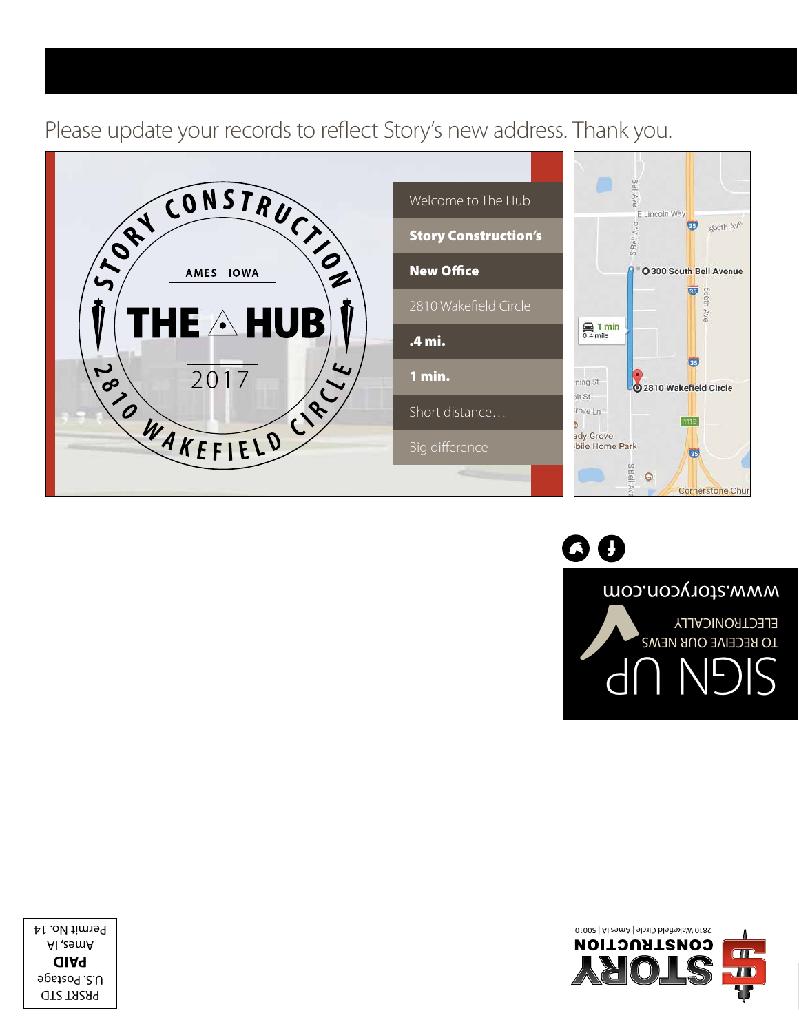Please update your records to reflect Story's new address. Thank you.

STORY CONSTRUCTION

AMES | IOWA

THE HUB

2017

2810 WAKEFIELD CIRCLE

Welcome to The Hub

**Story Construction's**

**New Office**

2810 Wakefield Circle

**.4 mi.**

**1 min.**

Short distance…

Big difference

300 South Bell Avenue

2810 Wakefield Circle

1 min
0.4 mile

SIGN UP

TO RECEIVE OUR NEWS

ELECTRONICALLY

www.storycon.com

STORY CONSTRUCTION

2810 Wakefield Circle | Ames IA | 50010

PRSRT STD
U.S. Postage
**PAID**
Ames, IA
Permit No. 14